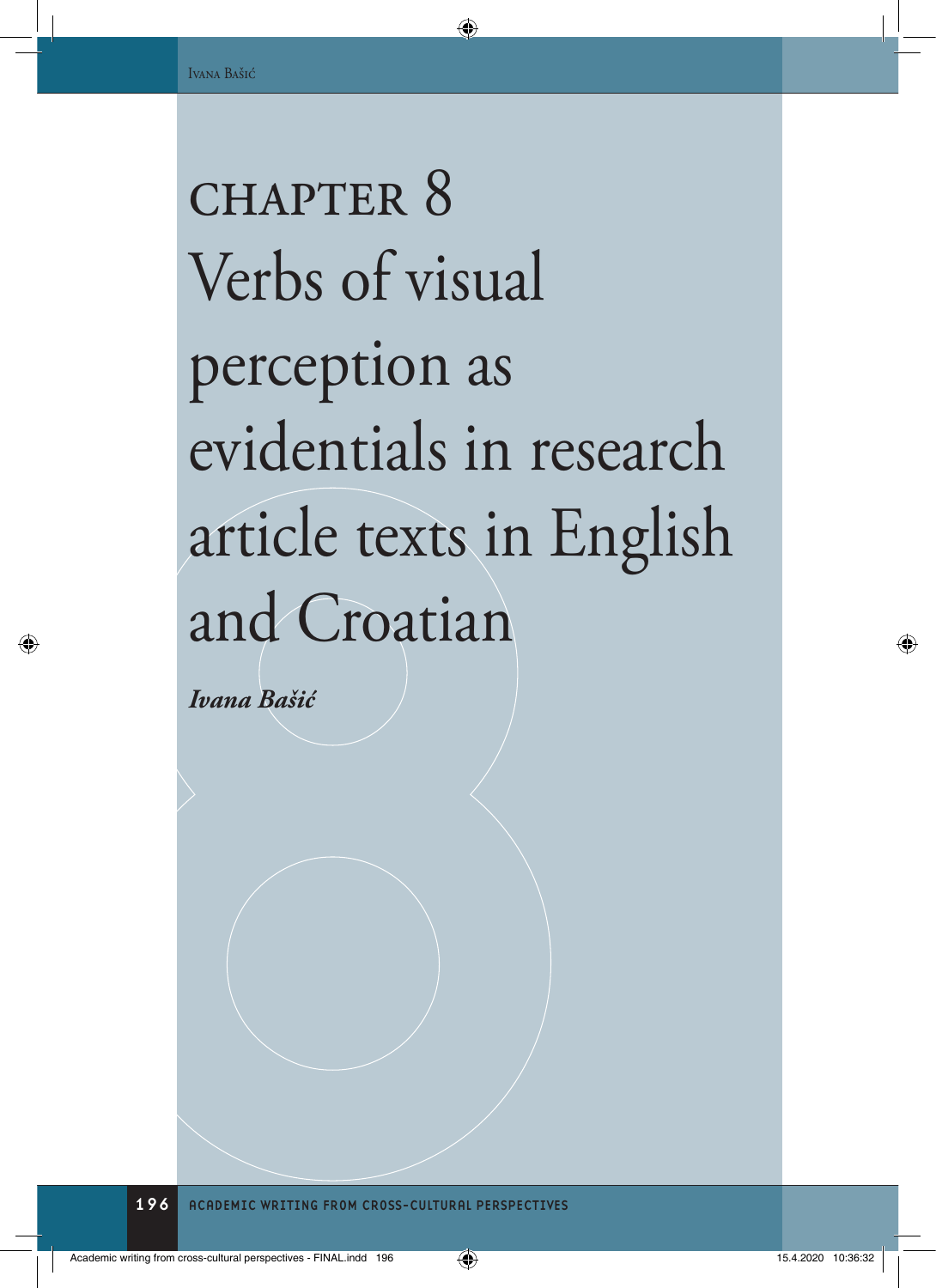# CHAPTER 8
# Verbs of visual perception as evidentials in research article texts in English and Croatian

***Ivana Bašić***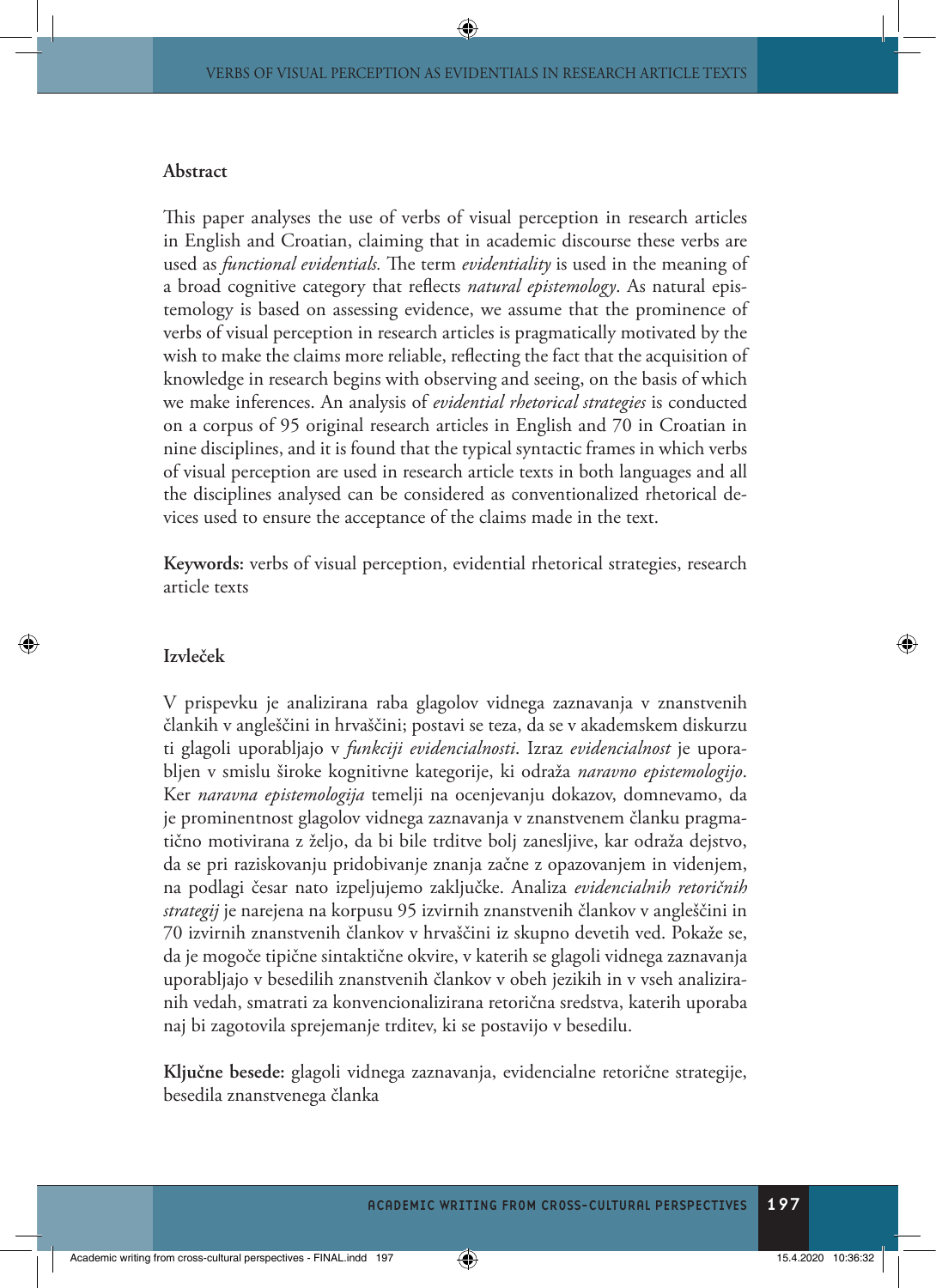**Abstract**

This paper analyses the use of verbs of visual perception in research articles in English and Croatian, claiming that in academic discourse these verbs are used as *functional evidentials.* The term *evidentiality* is used in the meaning of a broad cognitive category that reflects *natural epistemology*. As natural epistemology is based on assessing evidence, we assume that the prominence of verbs of visual perception in research articles is pragmatically motivated by the wish to make the claims more reliable, reflecting the fact that the acquisition of knowledge in research begins with observing and seeing, on the basis of which we make inferences. An analysis of *evidential rhetorical strategies* is conducted on a corpus of 95 original research articles in English and 70 in Croatian in nine disciplines, and it is found that the typical syntactic frames in which verbs of visual perception are used in research article texts in both languages and all the disciplines analysed can be considered as conventionalized rhetorical devices used to ensure the acceptance of the claims made in the text.

**Keywords:** verbs of visual perception, evidential rhetorical strategies, research article texts

**Izvleček**

V prispevku je analizirana raba glagolov vidnega zaznavanja v znanstvenih člankih v angleščini in hrvaščini; postavi se teza, da se v akademskem diskurzu ti glagoli uporabljajo v *funkciji evidencialnosti*. Izraz *evidencialnost* je uporabljen v smislu široke kognitivne kategorije, ki odraža *naravno epistemologijo*. Ker *naravna epistemologija* temelji na ocenjevanju dokazov, domnevamo, da je prominentnost glagolov vidnega zaznavanja v znanstvenem članku pragmatično motivirana z željo, da bi bile trditve bolj zanesljive, kar odraža dejstvo, da se pri raziskovanju pridobivanje znanja začne z opazovanjem in videnjem, na podlagi česar nato izpeljujemo zaključke. Analiza *evidencialnih retoričnih strategij* je narejena na korpusu 95 izvirnih znanstvenih člankov v angleščini in 70 izvirnih znanstvenih člankov v hrvaščini iz skupno devetih ved. Pokaže se, da je mogoče tipične sintaktične okvire, v katerih se glagoli vidnega zaznavanja uporabljajo v besedilih znanstvenih člankov v obeh jezikih in v vseh analiziranih vedah, smatrati za konvencionalizirana retorična sredstva, katerih uporaba naj bi zagotovila sprejemanje trditev, ki se postavijo v besedilu.

**Ključne besede:** glagoli vidnega zaznavanja, evidencialne retorične strategije, besedila znanstvenega članka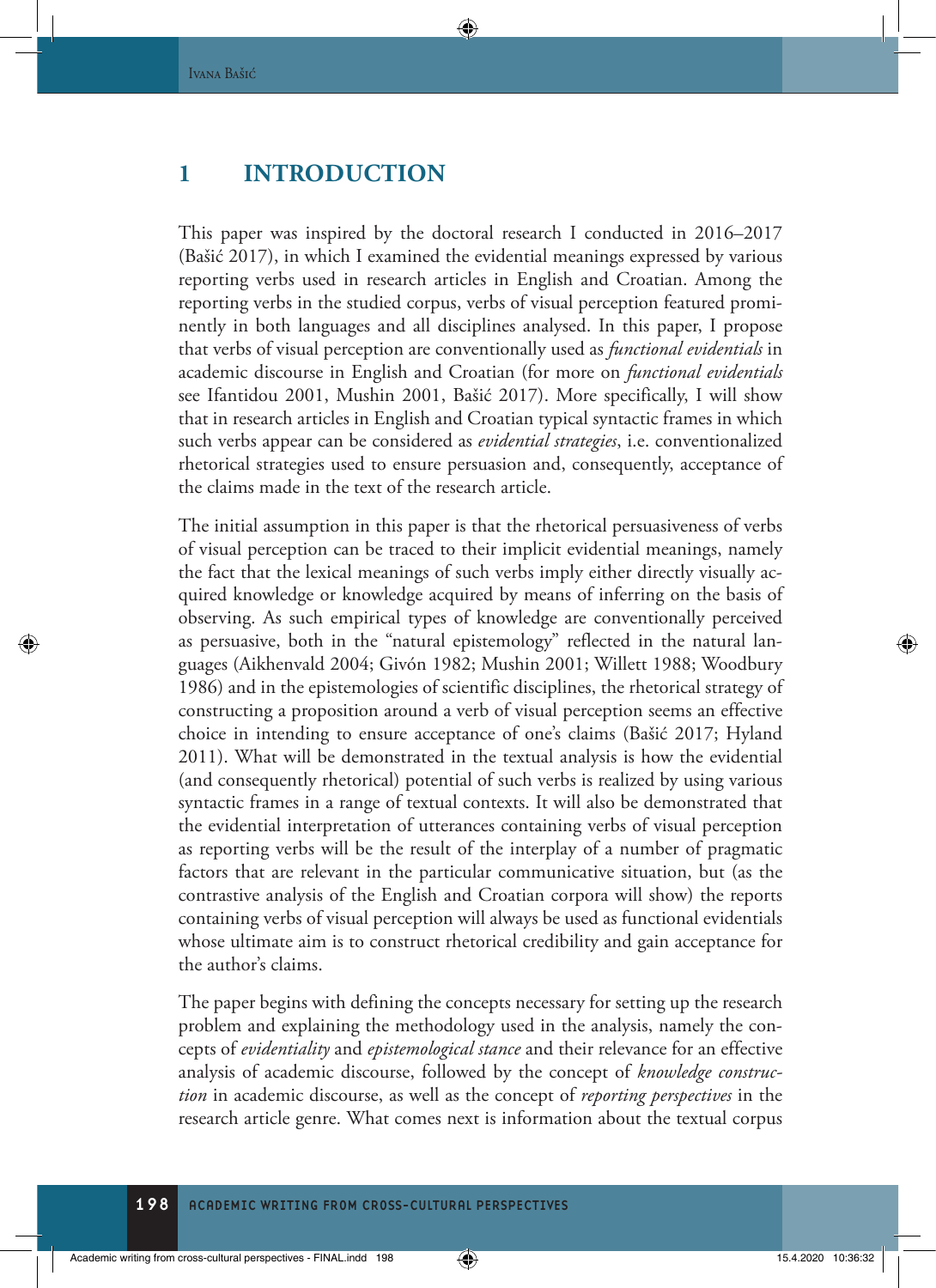# 1 INTRODUCTION

This paper was inspired by the doctoral research I conducted in 2016–2017 (Bašić 2017), in which I examined the evidential meanings expressed by various reporting verbs used in research articles in English and Croatian. Among the reporting verbs in the studied corpus, verbs of visual perception featured prominently in both languages and all disciplines analysed. In this paper, I propose that verbs of visual perception are conventionally used as *functional evidentials* in academic discourse in English and Croatian (for more on *functional evidentials* see Ifantidou 2001, Mushin 2001, Bašić 2017). More specifically, I will show that in research articles in English and Croatian typical syntactic frames in which such verbs appear can be considered as *evidential strategies*, i.e. conventionalized rhetorical strategies used to ensure persuasion and, consequently, acceptance of the claims made in the text of the research article.

The initial assumption in this paper is that the rhetorical persuasiveness of verbs of visual perception can be traced to their implicit evidential meanings, namely the fact that the lexical meanings of such verbs imply either directly visually acquired knowledge or knowledge acquired by means of inferring on the basis of observing. As such empirical types of knowledge are conventionally perceived as persuasive, both in the "natural epistemology" reflected in the natural languages (Aikhenvald 2004; Givón 1982; Mushin 2001; Willett 1988; Woodbury 1986) and in the epistemologies of scientific disciplines, the rhetorical strategy of constructing a proposition around a verb of visual perception seems an effective choice in intending to ensure acceptance of one's claims (Bašić 2017; Hyland 2011). What will be demonstrated in the textual analysis is how the evidential (and consequently rhetorical) potential of such verbs is realized by using various syntactic frames in a range of textual contexts. It will also be demonstrated that the evidential interpretation of utterances containing verbs of visual perception as reporting verbs will be the result of the interplay of a number of pragmatic factors that are relevant in the particular communicative situation, but (as the contrastive analysis of the English and Croatian corpora will show) the reports containing verbs of visual perception will always be used as functional evidentials whose ultimate aim is to construct rhetorical credibility and gain acceptance for the author's claims.

The paper begins with defining the concepts necessary for setting up the research problem and explaining the methodology used in the analysis, namely the concepts of *evidentiality* and *epistemological stance* and their relevance for an effective analysis of academic discourse, followed by the concept of *knowledge construction* in academic discourse, as well as the concept of *reporting perspectives* in the research article genre. What comes next is information about the textual corpus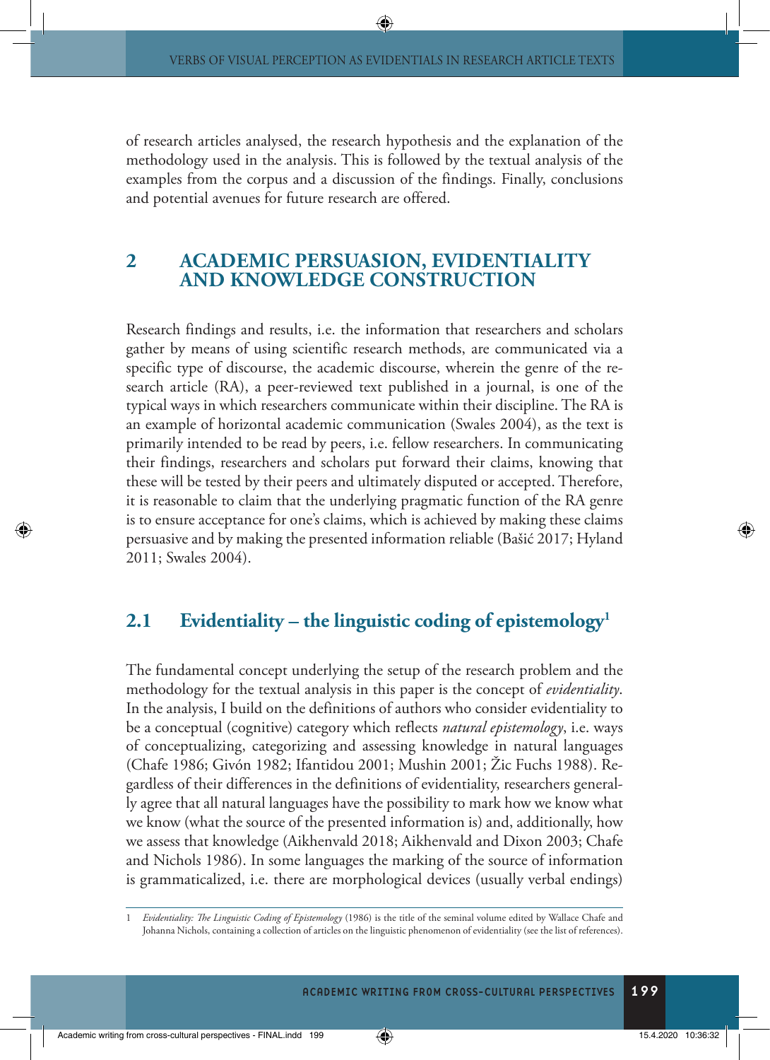of research articles analysed, the research hypothesis and the explanation of the methodology used in the analysis. This is followed by the textual analysis of the examples from the corpus and a discussion of the findings. Finally, conclusions and potential avenues for future research are offered.

## 2 ACADEMIC PERSUASION, EVIDENTIALITY AND KNOWLEDGE CONSTRUCTION

Research findings and results, i.e. the information that researchers and scholars gather by means of using scientific research methods, are communicated via a specific type of discourse, the academic discourse, wherein the genre of the research article (RA), a peer-reviewed text published in a journal, is one of the typical ways in which researchers communicate within their discipline. The RA is an example of horizontal academic communication (Swales 2004), as the text is primarily intended to be read by peers, i.e. fellow researchers. In communicating their findings, researchers and scholars put forward their claims, knowing that these will be tested by their peers and ultimately disputed or accepted. Therefore, it is reasonable to claim that the underlying pragmatic function of the RA genre is to ensure acceptance for one's claims, which is achieved by making these claims persuasive and by making the presented information reliable (Bašić 2017; Hyland 2011; Swales 2004).

### 2.1 Evidentiality – the linguistic coding of epistemology[1]

The fundamental concept underlying the setup of the research problem and the methodology for the textual analysis in this paper is the concept of *evidentiality*. In the analysis, I build on the definitions of authors who consider evidentiality to be a conceptual (cognitive) category which reflects *natural epistemology*, i.e. ways of conceptualizing, categorizing and assessing knowledge in natural languages (Chafe 1986; Givón 1982; Ifantidou 2001; Mushin 2001; Žic Fuchs 1988). Regardless of their differences in the definitions of evidentiality, researchers generally agree that all natural languages have the possibility to mark how we know what we know (what the source of the presented information is) and, additionally, how we assess that knowledge (Aikhenvald 2018; Aikhenvald and Dixon 2003; Chafe and Nichols 1986). In some languages the marking of the source of information is grammaticalized, i.e. there are morphological devices (usually verbal endings)

---

1 *Evidentiality: The Linguistic Coding of Epistemology* (1986) is the title of the seminal volume edited by Wallace Chafe and Johanna Nichols, containing a collection of articles on the linguistic phenomenon of evidentiality (see the list of references).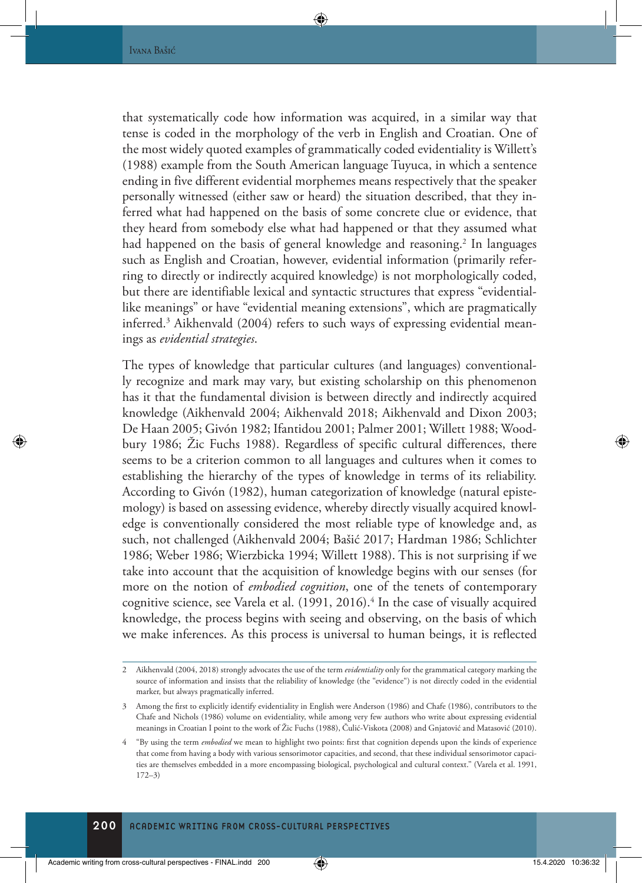that systematically code how information was acquired, in a similar way that tense is coded in the morphology of the verb in English and Croatian. One of the most widely quoted examples of grammatically coded evidentiality is Willett's (1988) example from the South American language Tuyuca, in which a sentence ending in five different evidential morphemes means respectively that the speaker personally witnessed (either saw or heard) the situation described, that they inferred what had happened on the basis of some concrete clue or evidence, that they heard from somebody else what had happened or that they assumed what had happened on the basis of general knowledge and reasoning.[2] In languages such as English and Croatian, however, evidential information (primarily referring to directly or indirectly acquired knowledge) is not morphologically coded, but there are identifiable lexical and syntactic structures that express "evidential-like meanings" or have "evidential meaning extensions", which are pragmatically inferred.[3] Aikhenvald (2004) refers to such ways of expressing evidential meanings as *evidential strategies*.

The types of knowledge that particular cultures (and languages) conventionally recognize and mark may vary, but existing scholarship on this phenomenon has it that the fundamental division is between directly and indirectly acquired knowledge (Aikhenvald 2004; Aikhenvald 2018; Aikhenvald and Dixon 2003; De Haan 2005; Givón 1982; Ifantidou 2001; Palmer 2001; Willett 1988; Woodbury 1986; Žic Fuchs 1988). Regardless of specific cultural differences, there seems to be a criterion common to all languages and cultures when it comes to establishing the hierarchy of the types of knowledge in terms of its reliability. According to Givón (1982), human categorization of knowledge (natural epistemology) is based on assessing evidence, whereby directly visually acquired knowledge is conventionally considered the most reliable type of knowledge and, as such, not challenged (Aikhenvald 2004; Bašić 2017; Hardman 1986; Schlichter 1986; Weber 1986; Wierzbicka 1994; Willett 1988). This is not surprising if we take into account that the acquisition of knowledge begins with our senses (for more on the notion of *embodied cognition*, one of the tenets of contemporary cognitive science, see Varela et al. (1991, 2016).[4] In the case of visually acquired knowledge, the process begins with seeing and observing, on the basis of which we make inferences. As this process is universal to human beings, it is reflected

---

2 Aikhenvald (2004, 2018) strongly advocates the use of the term *evidentiality* only for the grammatical category marking the source of information and insists that the reliability of knowledge (the "evidence") is not directly coded in the evidential marker, but always pragmatically inferred.

3 Among the first to explicitly identify evidentiality in English were Anderson (1986) and Chafe (1986), contributors to the Chafe and Nichols (1986) volume on evidentiality, while among very few authors who write about expressing evidential meanings in Croatian I point to the work of Žic Fuchs (1988), Čulić-Viskota (2008) and Gnjatović and Matasović (2010).

4 "By using the term *embodied* we mean to highlight two points: first that cognition depends upon the kinds of experience that come from having a body with various sensorimotor capacities, and second, that these individual sensorimotor capacities are themselves embedded in a more encompassing biological, psychological and cultural context." (Varela et al. 1991, 172–3)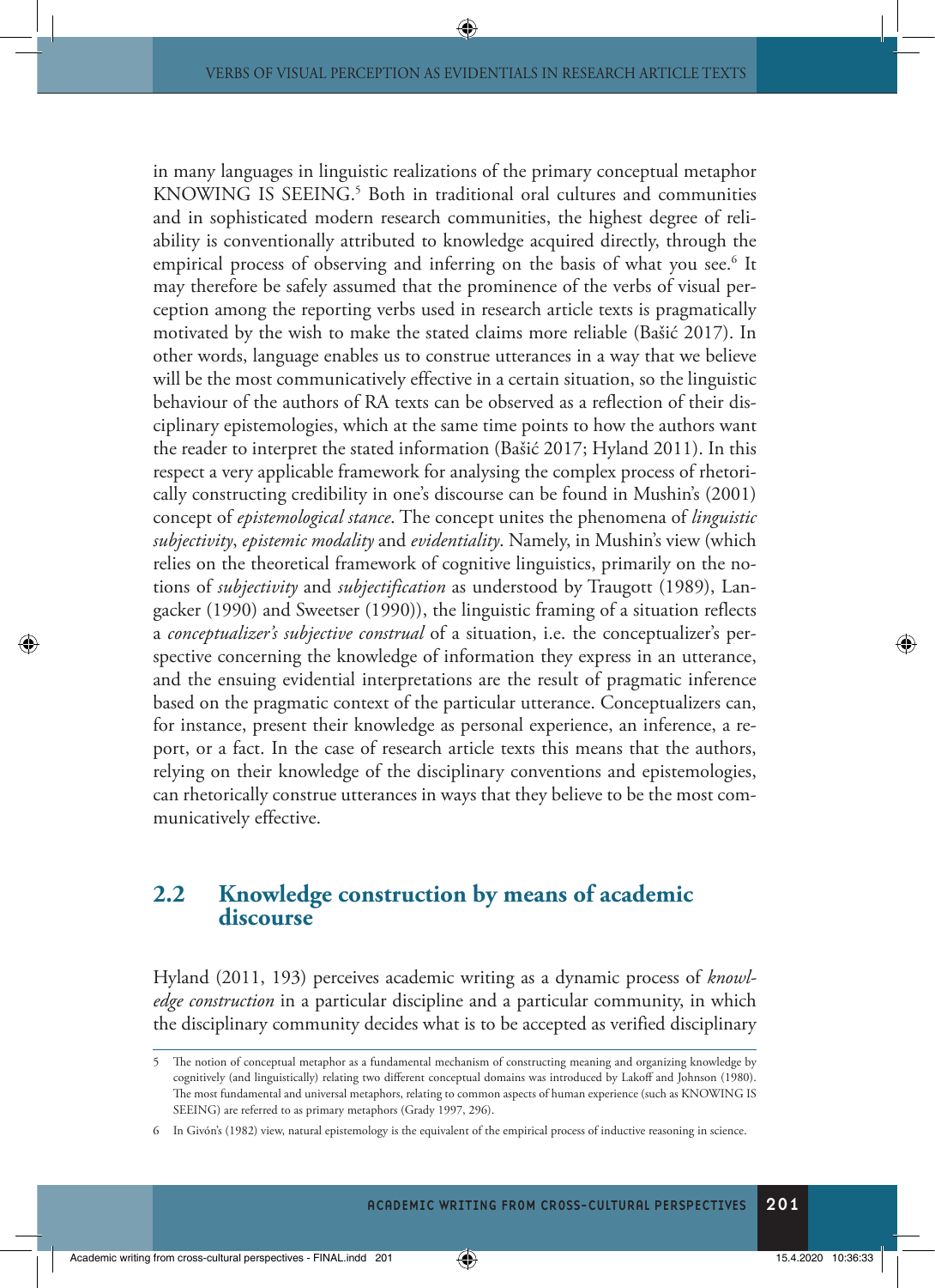in many languages in linguistic realizations of the primary conceptual metaphor KNOWING IS SEEING.[5] Both in traditional oral cultures and communities and in sophisticated modern research communities, the highest degree of reliability is conventionally attributed to knowledge acquired directly, through the empirical process of observing and inferring on the basis of what you see.[6] It may therefore be safely assumed that the prominence of the verbs of visual perception among the reporting verbs used in research article texts is pragmatically motivated by the wish to make the stated claims more reliable (Bašić 2017). In other words, language enables us to construe utterances in a way that we believe will be the most communicatively effective in a certain situation, so the linguistic behaviour of the authors of RA texts can be observed as a reflection of their disciplinary epistemologies, which at the same time points to how the authors want the reader to interpret the stated information (Bašić 2017; Hyland 2011). In this respect a very applicable framework for analysing the complex process of rhetorically constructing credibility in one's discourse can be found in Mushin's (2001) concept of *epistemological stance*. The concept unites the phenomena of *linguistic subjectivity*, *epistemic modality* and *evidentiality*. Namely, in Mushin's view (which relies on the theoretical framework of cognitive linguistics, primarily on the notions of *subjectivity* and *subjectification* as understood by Traugott (1989), Langacker (1990) and Sweetser (1990)), the linguistic framing of a situation reflects a *conceptualizer's subjective construal* of a situation, i.e. the conceptualizer's perspective concerning the knowledge of information they express in an utterance, and the ensuing evidential interpretations are the result of pragmatic inference based on the pragmatic context of the particular utterance. Conceptualizers can, for instance, present their knowledge as personal experience, an inference, a report, or a fact. In the case of research article texts this means that the authors, relying on their knowledge of the disciplinary conventions and epistemologies, can rhetorically construe utterances in ways that they believe to be the most communicatively effective.

## 2.2 Knowledge construction by means of academic discourse

Hyland (2011, 193) perceives academic writing as a dynamic process of *knowledge construction* in a particular discipline and a particular community, in which the disciplinary community decides what is to be accepted as verified disciplinary

---

5 The notion of conceptual metaphor as a fundamental mechanism of constructing meaning and organizing knowledge by cognitively (and linguistically) relating two different conceptual domains was introduced by Lakoff and Johnson (1980). The most fundamental and universal metaphors, relating to common aspects of human experience (such as KNOWING IS SEEING) are referred to as primary metaphors (Grady 1997, 296).

6 In Givón's (1982) view, natural epistemology is the equivalent of the empirical process of inductive reasoning in science.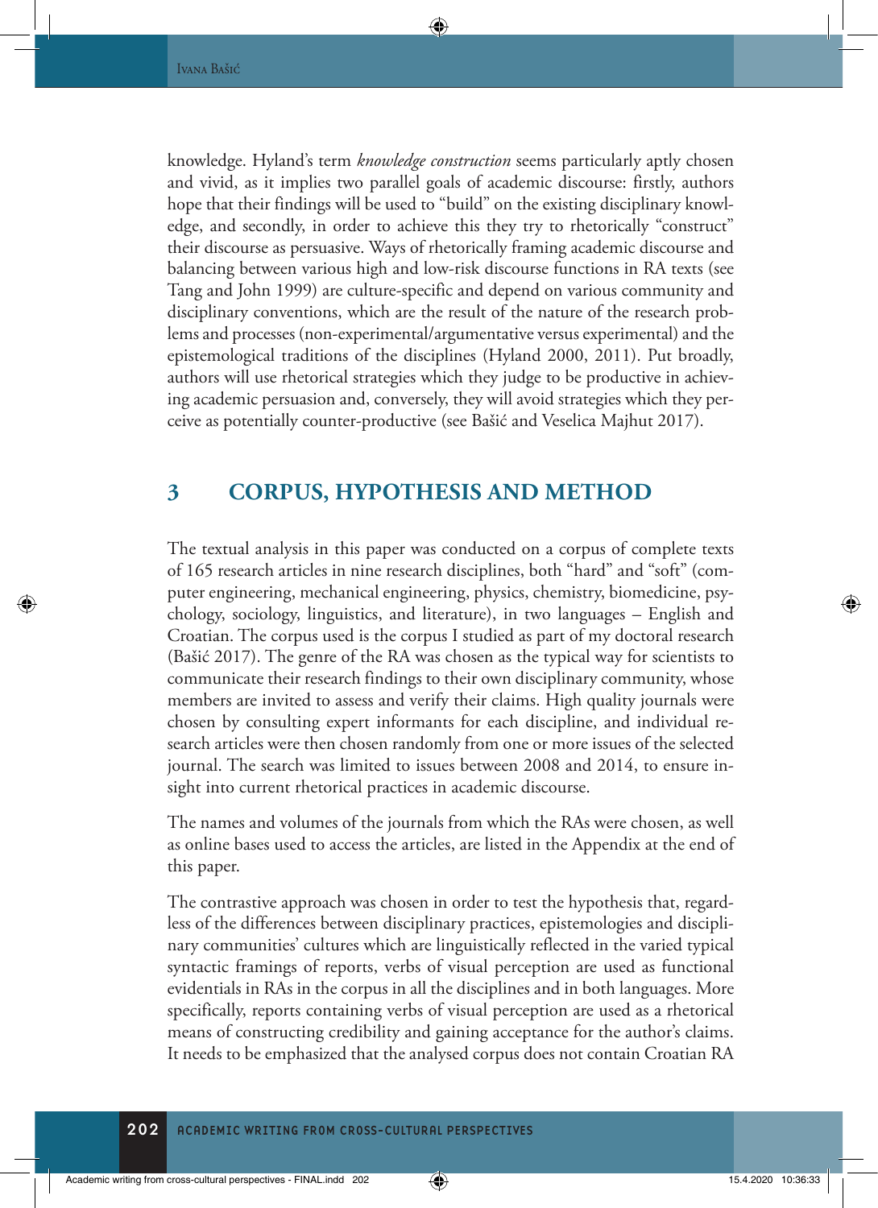knowledge. Hyland's term *knowledge construction* seems particularly aptly chosen and vivid, as it implies two parallel goals of academic discourse: firstly, authors hope that their findings will be used to "build" on the existing disciplinary knowledge, and secondly, in order to achieve this they try to rhetorically "construct" their discourse as persuasive. Ways of rhetorically framing academic discourse and balancing between various high and low-risk discourse functions in RA texts (see Tang and John 1999) are culture-specific and depend on various community and disciplinary conventions, which are the result of the nature of the research problems and processes (non-experimental/argumentative versus experimental) and the epistemological traditions of the disciplines (Hyland 2000, 2011). Put broadly, authors will use rhetorical strategies which they judge to be productive in achieving academic persuasion and, conversely, they will avoid strategies which they perceive as potentially counter-productive (see Bašić and Veselica Majhut 2017).

## 3 CORPUS, HYPOTHESIS AND METHOD

The textual analysis in this paper was conducted on a corpus of complete texts of 165 research articles in nine research disciplines, both "hard" and "soft" (computer engineering, mechanical engineering, physics, chemistry, biomedicine, psychology, sociology, linguistics, and literature), in two languages – English and Croatian. The corpus used is the corpus I studied as part of my doctoral research (Bašić 2017). The genre of the RA was chosen as the typical way for scientists to communicate their research findings to their own disciplinary community, whose members are invited to assess and verify their claims. High quality journals were chosen by consulting expert informants for each discipline, and individual research articles were then chosen randomly from one or more issues of the selected journal. The search was limited to issues between 2008 and 2014, to ensure insight into current rhetorical practices in academic discourse.

The names and volumes of the journals from which the RAs were chosen, as well as online bases used to access the articles, are listed in the Appendix at the end of this paper.

The contrastive approach was chosen in order to test the hypothesis that, regardless of the differences between disciplinary practices, epistemologies and disciplinary communities' cultures which are linguistically reflected in the varied typical syntactic framings of reports, verbs of visual perception are used as functional evidentials in RAs in the corpus in all the disciplines and in both languages. More specifically, reports containing verbs of visual perception are used as a rhetorical means of constructing credibility and gaining acceptance for the author's claims. It needs to be emphasized that the analysed corpus does not contain Croatian RA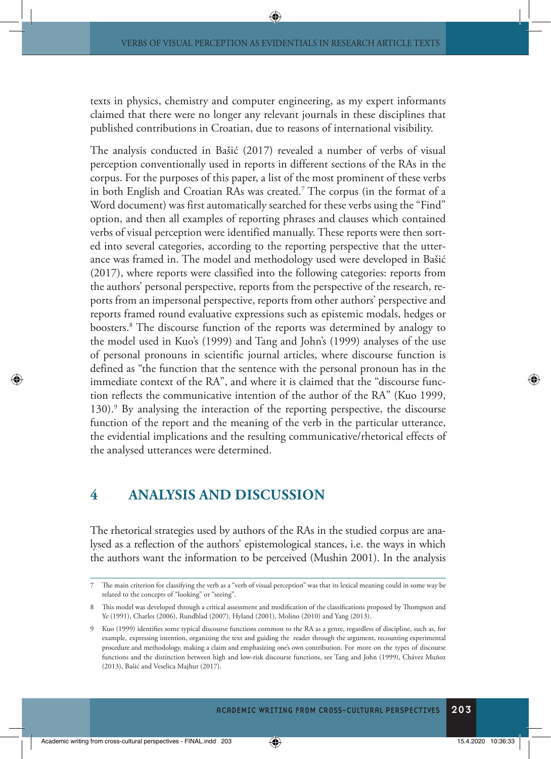texts in physics, chemistry and computer engineering, as my expert informants claimed that there were no longer any relevant journals in these disciplines that published contributions in Croatian, due to reasons of international visibility.

The analysis conducted in Bašić (2017) revealed a number of verbs of visual perception conventionally used in reports in different sections of the RAs in the corpus. For the purposes of this paper, a list of the most prominent of these verbs in both English and Croatian RAs was created.[7] The corpus (in the format of a Word document) was first automatically searched for these verbs using the "Find" option, and then all examples of reporting phrases and clauses which contained verbs of visual perception were identified manually. These reports were then sorted into several categories, according to the reporting perspective that the utterance was framed in. The model and methodology used were developed in Bašić (2017), where reports were classified into the following categories: reports from the authors' personal perspective, reports from the perspective of the research, reports from an impersonal perspective, reports from other authors' perspective and reports framed round evaluative expressions such as epistemic modals, hedges or boosters.[8] The discourse function of the reports was determined by analogy to the model used in Kuo's (1999) and Tang and John's (1999) analyses of the use of personal pronouns in scientific journal articles, where discourse function is defined as "the function that the sentence with the personal pronoun has in the immediate context of the RA", and where it is claimed that the "discourse function reflects the communicative intention of the author of the RA" (Kuo 1999, 130).[9] By analysing the interaction of the reporting perspective, the discourse function of the report and the meaning of the verb in the particular utterance, the evidential implications and the resulting communicative/rhetorical effects of the analysed utterances were determined.

## 4 ANALYSIS AND DISCUSSION

The rhetorical strategies used by authors of the RAs in the studied corpus are analysed as a reflection of the authors' epistemological stances, i.e. the ways in which the authors want the information to be perceived (Mushin 2001). In the analysis

---

7 The main criterion for classifying the verb as a "verb of visual perception" was that its lexical meaning could in some way be related to the concepts of "looking" or "seeing".

8 This model was developed through a critical assessment and modification of the classifications proposed by Thompson and Ye (1991), Charles (2006), Rundblad (2007), Hyland (2001), Molino (2010) and Yang (2013).

9 Kuo (1999) identifies some typical discourse functions common to the RA as a genre, regardless of discipline, such as, for example, expressing intention, organizing the text and guiding the reader through the argument, recounting experimental procedure and methodology, making a claim and emphasizing one's own contribution. For more on the types of discourse functions and the distinction between high and low-risk discourse functions, see Tang and John (1999), Chávez Muñoz (2013), Bašić and Veselica Majhut (2017).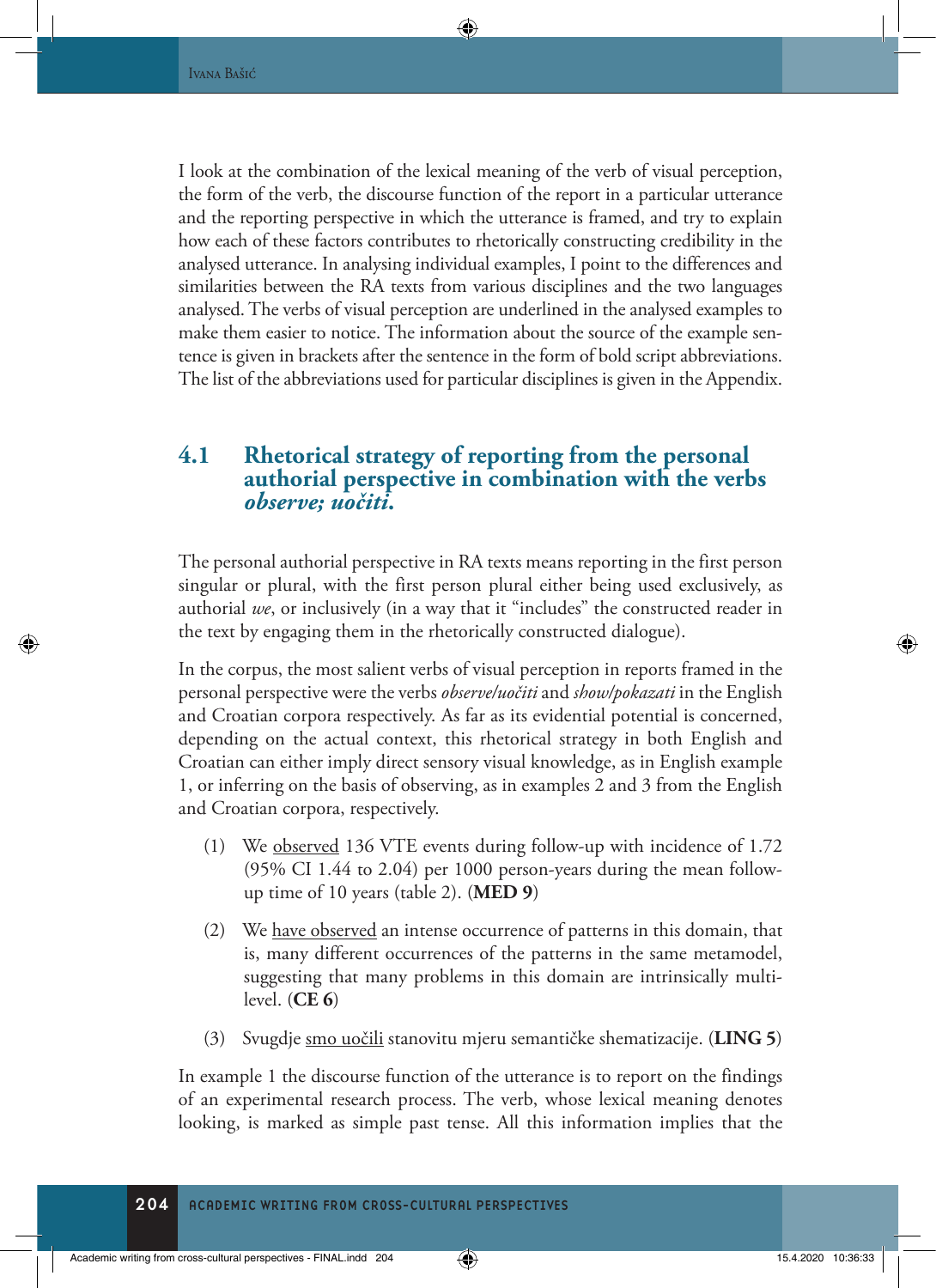I look at the combination of the lexical meaning of the verb of visual perception, the form of the verb, the discourse function of the report in a particular utterance and the reporting perspective in which the utterance is framed, and try to explain how each of these factors contributes to rhetorically constructing credibility in the analysed utterance. In analysing individual examples, I point to the differences and similarities between the RA texts from various disciplines and the two languages analysed. The verbs of visual perception are underlined in the analysed examples to make them easier to notice. The information about the source of the example sentence is given in brackets after the sentence in the form of bold script abbreviations. The list of the abbreviations used for particular disciplines is given in the Appendix.

## 4.1 Rhetorical strategy of reporting from the personal authorial perspective in combination with the verbs *observe; uočiti.*

The personal authorial perspective in RA texts means reporting in the first person singular or plural, with the first person plural either being used exclusively, as authorial *we*, or inclusively (in a way that it "includes" the constructed reader in the text by engaging them in the rhetorically constructed dialogue).

In the corpus, the most salient verbs of visual perception in reports framed in the personal perspective were the verbs *observe/uočiti* and *show/pokazati* in the English and Croatian corpora respectively. As far as its evidential potential is concerned, depending on the actual context, this rhetorical strategy in both English and Croatian can either imply direct sensory visual knowledge, as in English example 1, or inferring on the basis of observing, as in examples 2 and 3 from the English and Croatian corpora, respectively.

(1) We <u>observed</u> 136 VTE events during follow-up with incidence of 1.72 (95% CI 1.44 to 2.04) per 1000 person-years during the mean follow-up time of 10 years (table 2). (**MED 9**)

(2) We <u>have observed</u> an intense occurrence of patterns in this domain, that is, many different occurrences of the patterns in the same metamodel, suggesting that many problems in this domain are intrinsically multi-level. (**CE 6**)

(3) Svugdje <u>smo uočili</u> stanovitu mjeru semantičke shematizacije. (**LING 5**)

In example 1 the discourse function of the utterance is to report on the findings of an experimental research process. The verb, whose lexical meaning denotes looking, is marked as simple past tense. All this information implies that the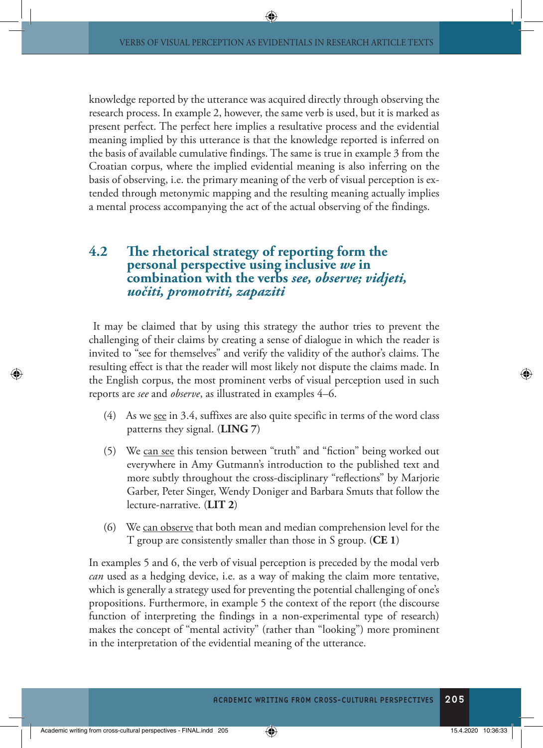knowledge reported by the utterance was acquired directly through observing the research process. In example 2, however, the same verb is used, but it is marked as present perfect. The perfect here implies a resultative process and the evidential meaning implied by this utterance is that the knowledge reported is inferred on the basis of available cumulative findings. The same is true in example 3 from the Croatian corpus, where the implied evidential meaning is also inferring on the basis of observing, i.e. the primary meaning of the verb of visual perception is extended through metonymic mapping and the resulting meaning actually implies a mental process accompanying the act of the actual observing of the findings.

## 4.2 The rhetorical strategy of reporting form the personal perspective using inclusive *we* in combination with the verbs *see, observe; vidjeti, uočiti, promotriti, zapaziti*

It may be claimed that by using this strategy the author tries to prevent the challenging of their claims by creating a sense of dialogue in which the reader is invited to "see for themselves" and verify the validity of the author's claims. The resulting effect is that the reader will most likely not dispute the claims made. In the English corpus, the most prominent verbs of visual perception used in such reports are *see* and *observe*, as illustrated in examples 4–6.

(4) As we <u>see</u> in 3.4, suffixes are also quite specific in terms of the word class patterns they signal. (**LING 7**)

(5) We <u>can see</u> this tension between "truth" and "fiction" being worked out everywhere in Amy Gutmann's introduction to the published text and more subtly throughout the cross-disciplinary "reflections" by Marjorie Garber, Peter Singer, Wendy Doniger and Barbara Smuts that follow the lecture-narrative. (**LIT 2**)

(6) We <u>can observe</u> that both mean and median comprehension level for the T group are consistently smaller than those in S group. (**CE 1**)

In examples 5 and 6, the verb of visual perception is preceded by the modal verb *can* used as a hedging device, i.e. as a way of making the claim more tentative, which is generally a strategy used for preventing the potential challenging of one's propositions. Furthermore, in example 5 the context of the report (the discourse function of interpreting the findings in a non-experimental type of research) makes the concept of "mental activity" (rather than "looking") more prominent in the interpretation of the evidential meaning of the utterance.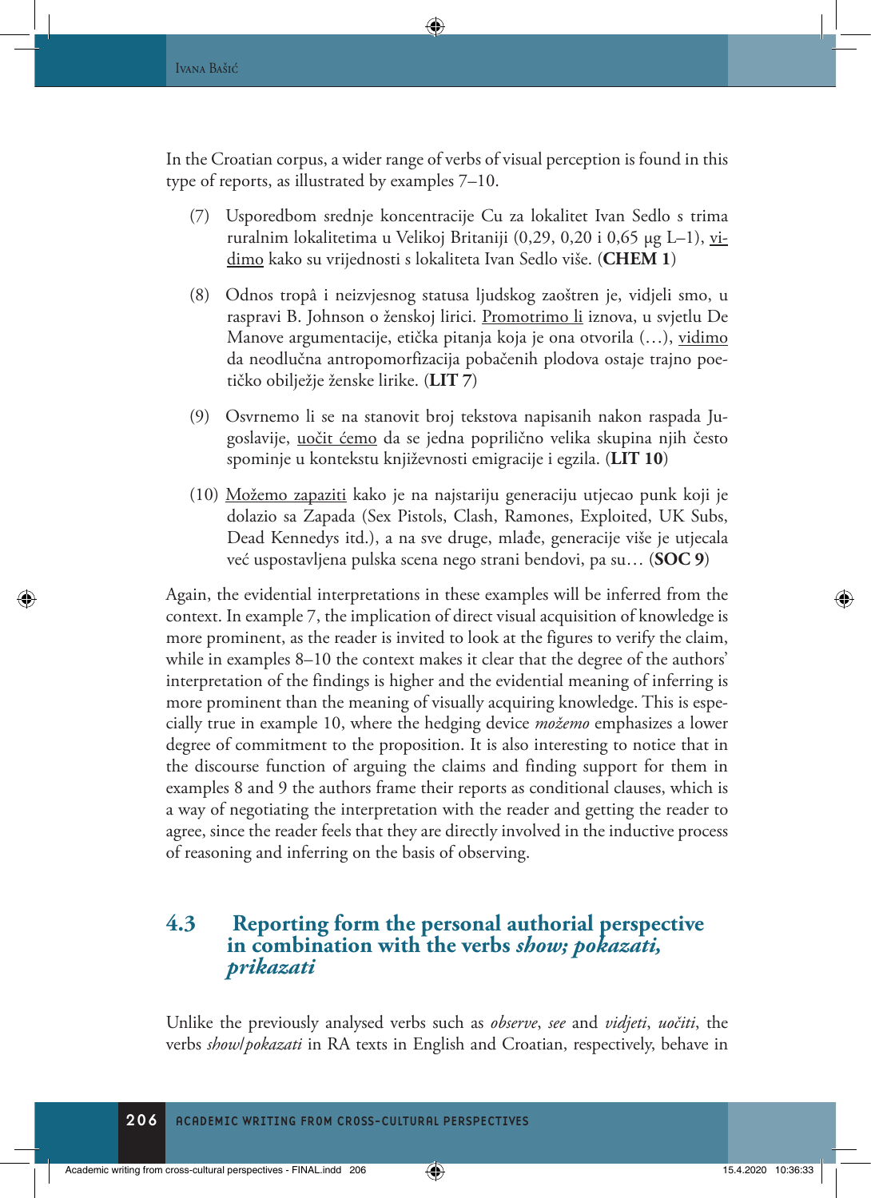In the Croatian corpus, a wider range of verbs of visual perception is found in this type of reports, as illustrated by examples 7–10.

(7) Usporedbom srednje koncentracije Cu za lokalitet Ivan Sedlo s trima ruralnim lokalitetima u Velikoj Britaniji (0,29, 0,20 i 0,65 μg L–1), <u>vidimo</u> kako su vrijednosti s lokaliteta Ivan Sedlo više. (**CHEM 1**)

(8) Odnos tropâ i neizvjesnog statusa ljudskog zaoštren je, vidjeli smo, u raspravi B. Johnson o ženskoj lirici. <u>Promotrimo li</u> iznova, u svjetlu De Manove argumentacije, etička pitanja koja je ona otvorila (…), <u>vidimo</u> da neodlučna antropomorfizacija pobačenih plodova ostaje trajno poetičko obilježje ženske lirike. (**LIT 7**)

(9) Osvrnemo li se na stanovit broj tekstova napisanih nakon raspada Jugoslavije, <u>uočit ćemo</u> da se jedna poprilično velika skupina njih često spominje u kontekstu književnosti emigracije i egzila. (**LIT 10**)

(10) <u>Možemo zapaziti</u> kako je na najstariju generaciju utjecao punk koji je dolazio sa Zapada (Sex Pistols, Clash, Ramones, Exploited, UK Subs, Dead Kennedys itd.), a na sve druge, mlađe, generacije više je utjecala već uspostavljena pulska scena nego strani bendovi, pa su… (**SOC 9**)

Again, the evidential interpretations in these examples will be inferred from the context. In example 7, the implication of direct visual acquisition of knowledge is more prominent, as the reader is invited to look at the figures to verify the claim, while in examples 8–10 the context makes it clear that the degree of the authors' interpretation of the findings is higher and the evidential meaning of inferring is more prominent than the meaning of visually acquiring knowledge. This is especially true in example 10, where the hedging device *možemo* emphasizes a lower degree of commitment to the proposition. It is also interesting to notice that in the discourse function of arguing the claims and finding support for them in examples 8 and 9 the authors frame their reports as conditional clauses, which is a way of negotiating the interpretation with the reader and getting the reader to agree, since the reader feels that they are directly involved in the inductive process of reasoning and inferring on the basis of observing.

### 4.3 Reporting form the personal authorial perspective in combination with the verbs *show; pokazati, prikazati*

Unlike the previously analysed verbs such as *observe*, *see* and *vidjeti*, *uočiti*, the verbs *show*/*pokazati* in RA texts in English and Croatian, respectively, behave in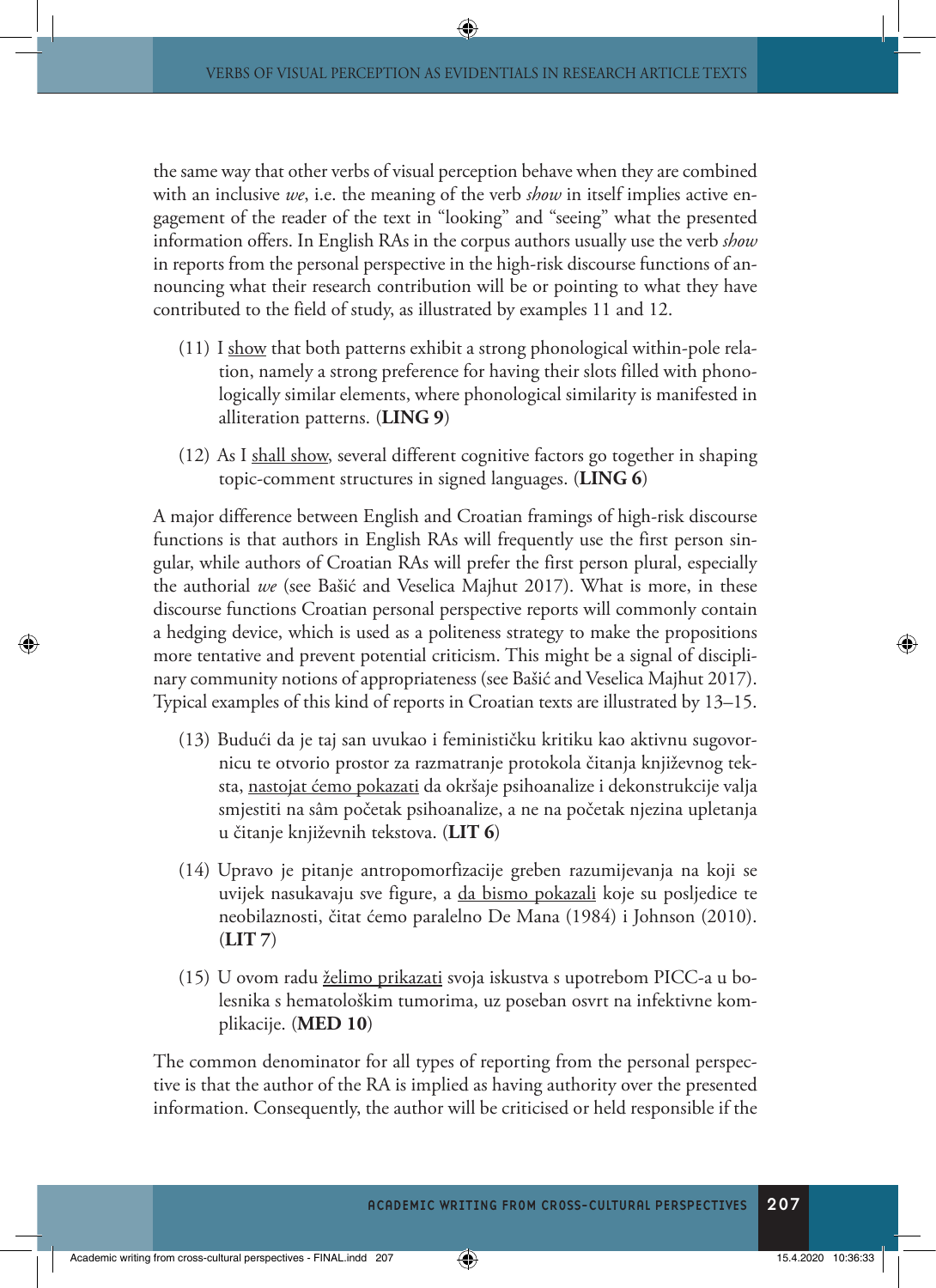the same way that other verbs of visual perception behave when they are combined with an inclusive *we*, i.e. the meaning of the verb *show* in itself implies active engagement of the reader of the text in "looking" and "seeing" what the presented information offers. In English RAs in the corpus authors usually use the verb *show* in reports from the personal perspective in the high-risk discourse functions of announcing what their research contribution will be or pointing to what they have contributed to the field of study, as illustrated by examples 11 and 12.

(11) I <u>show</u> that both patterns exhibit a strong phonological within-pole relation, namely a strong preference for having their slots filled with phonologically similar elements, where phonological similarity is manifested in alliteration patterns. (**LING 9**)

(12) As I <u>shall show</u>, several different cognitive factors go together in shaping topic-comment structures in signed languages. (**LING 6**)

A major difference between English and Croatian framings of high-risk discourse functions is that authors in English RAs will frequently use the first person singular, while authors of Croatian RAs will prefer the first person plural, especially the authorial *we* (see Bašić and Veselica Majhut 2017). What is more, in these discourse functions Croatian personal perspective reports will commonly contain a hedging device, which is used as a politeness strategy to make the propositions more tentative and prevent potential criticism. This might be a signal of disciplinary community notions of appropriateness (see Bašić and Veselica Majhut 2017). Typical examples of this kind of reports in Croatian texts are illustrated by 13–15.

(13) Budući da je taj san uvukao i feminističku kritiku kao aktivnu sugovornicu te otvorio prostor za razmatranje protokola čitanja književnog teksta, <u>nastojat ćemo pokazati</u> da okršaje psihoanalize i dekonstrukcije valja smjestiti na sâm početak psihoanalize, a ne na početak njezina upletanja u čitanje književnih tekstova. (**LIT 6**)

(14) Upravo je pitanje antropomorfizacije greben razumijevanja na koji se uvijek nasukavaju sve figure, a <u>da bismo pokazali</u> koje su posljedice te neobilaznosti, čitat ćemo paralelno De Mana (1984) i Johnson (2010). (**LIT 7**)

(15) U ovom radu <u>želimo prikazati</u> svoja iskustva s upotrebom PICC-a u bolesnika s hematološkim tumorima, uz poseban osvrt na infektivne komplikacije. (**MED 10**)

The common denominator for all types of reporting from the personal perspective is that the author of the RA is implied as having authority over the presented information. Consequently, the author will be criticised or held responsible if the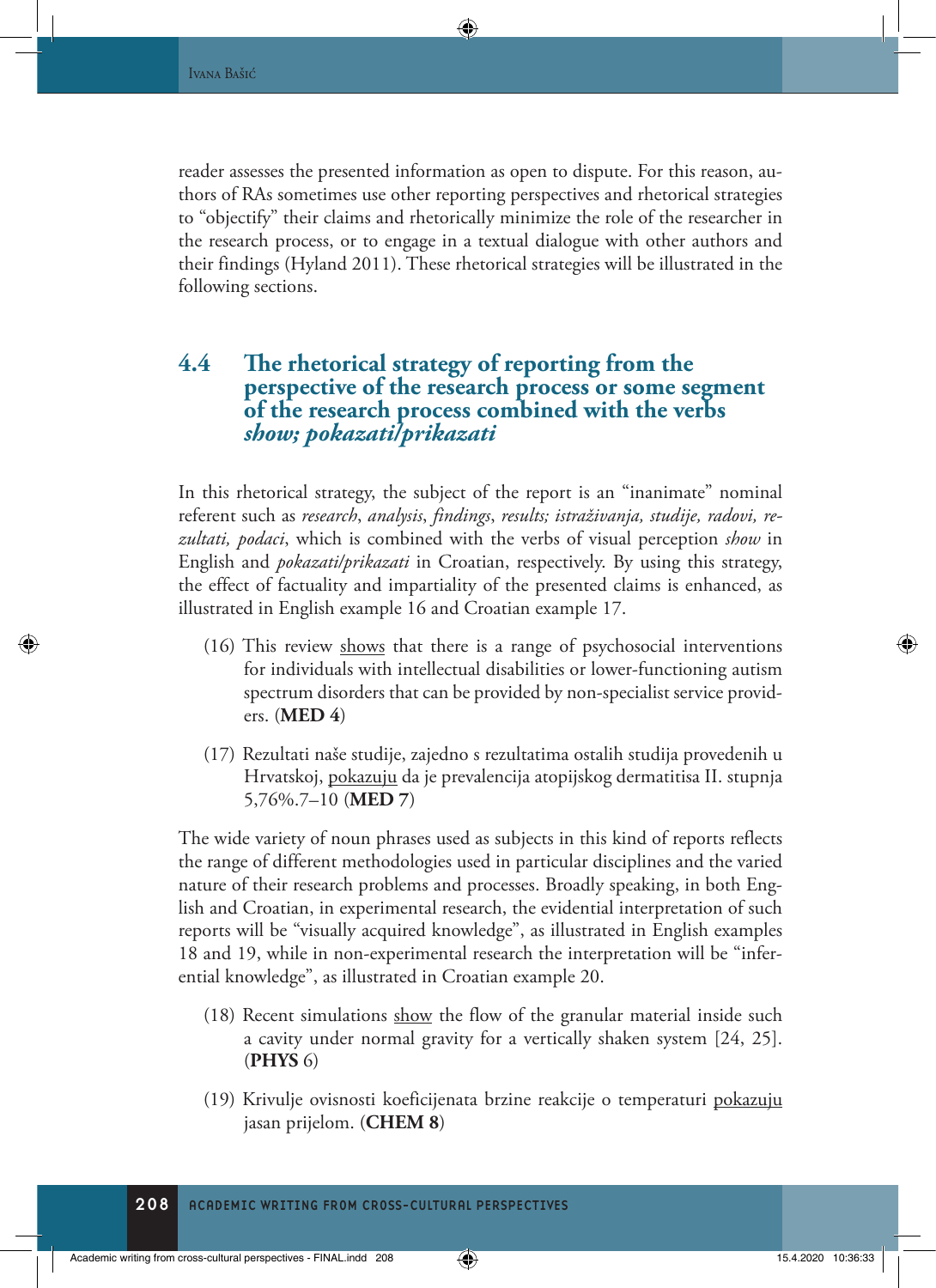reader assesses the presented information as open to dispute. For this reason, authors of RAs sometimes use other reporting perspectives and rhetorical strategies to "objectify" their claims and rhetorically minimize the role of the researcher in the research process, or to engage in a textual dialogue with other authors and their findings (Hyland 2011). These rhetorical strategies will be illustrated in the following sections.

## 4.4 The rhetorical strategy of reporting from the perspective of the research process or some segment of the research process combined with the verbs *show; pokazati/prikazati*

In this rhetorical strategy, the subject of the report is an "inanimate" nominal referent such as *research*, *analysis*, *findings*, *results; istraživanja, studije, radovi, rezultati, podaci*, which is combined with the verbs of visual perception *show* in English and *pokazati/prikazati* in Croatian, respectively. By using this strategy, the effect of factuality and impartiality of the presented claims is enhanced, as illustrated in English example 16 and Croatian example 17.

(16) This review <u>shows</u> that there is a range of psychosocial interventions for individuals with intellectual disabilities or lower-functioning autism spectrum disorders that can be provided by non-specialist service providers. (**MED 4**)

(17) Rezultati naše studije, zajedno s rezultatima ostalih studija provedenih u Hrvatskoj, <u>pokazuju</u> da je prevalencija atopijskog dermatitisa II. stupnja 5,76%.7–10 (**MED 7**)

The wide variety of noun phrases used as subjects in this kind of reports reflects the range of different methodologies used in particular disciplines and the varied nature of their research problems and processes. Broadly speaking, in both English and Croatian, in experimental research, the evidential interpretation of such reports will be "visually acquired knowledge", as illustrated in English examples 18 and 19, while in non-experimental research the interpretation will be "inferential knowledge", as illustrated in Croatian example 20.

(18) Recent simulations <u>show</u> the flow of the granular material inside such a cavity under normal gravity for a vertically shaken system [24, 25]. (**PHYS** 6)

(19) Krivulje ovisnosti koeficijenata brzine reakcije o temperaturi <u>pokazuju</u> jasan prijelom. (**CHEM 8**)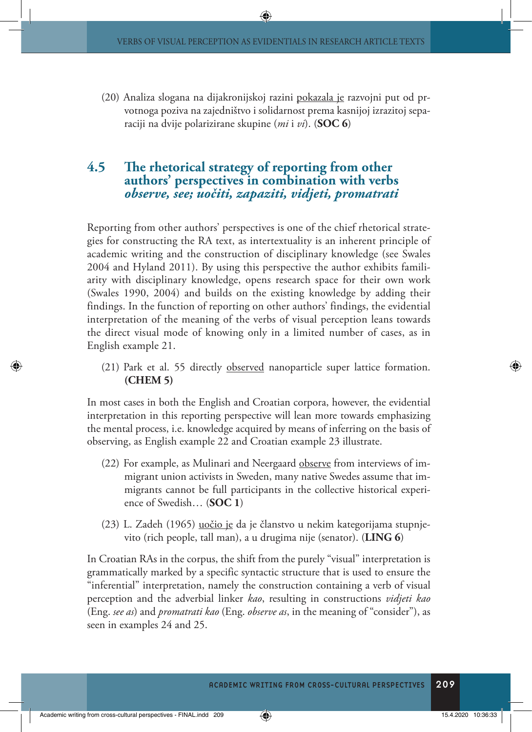(20) Analiza slogana na dijakronijskoj razini <u>pokazala je</u> razvojni put od prvotnoga poziva na zajedništvo i solidarnost prema kasnijoj izrazitoj separaciji na dvije polarizirane skupine (*mi* i *vi*). (**SOC 6**)

## 4.5 The rhetorical strategy of reporting from other authors' perspectives in combination with verbs *observe, see; uočiti, zapaziti, vidjeti, promatrati*

Reporting from other authors' perspectives is one of the chief rhetorical strategies for constructing the RA text, as intertextuality is an inherent principle of academic writing and the construction of disciplinary knowledge (see Swales 2004 and Hyland 2011). By using this perspective the author exhibits familiarity with disciplinary knowledge, opens research space for their own work (Swales 1990, 2004) and builds on the existing knowledge by adding their findings. In the function of reporting on other authors' findings, the evidential interpretation of the meaning of the verbs of visual perception leans towards the direct visual mode of knowing only in a limited number of cases, as in English example 21.

(21) Park et al. 55 directly <u>observed</u> nanoparticle super lattice formation. **(CHEM 5)**

In most cases in both the English and Croatian corpora, however, the evidential interpretation in this reporting perspective will lean more towards emphasizing the mental process, i.e. knowledge acquired by means of inferring on the basis of observing, as English example 22 and Croatian example 23 illustrate.

(22) For example, as Mulinari and Neergaard <u>observe</u> from interviews of immigrant union activists in Sweden, many native Swedes assume that immigrants cannot be full participants in the collective historical experience of Swedish… (**SOC 1**)

(23) L. Zadeh (1965) <u>uočio je</u> da je članstvo u nekim kategorijama stupnjevito (rich people, tall man), a u drugima nije (senator). (**LING 6**)

In Croatian RAs in the corpus, the shift from the purely "visual" interpretation is grammatically marked by a specific syntactic structure that is used to ensure the "inferential" interpretation, namely the construction containing a verb of visual perception and the adverbial linker *kao*, resulting in constructions *vidjeti kao* (Eng. *see as*) and *promatrati kao* (Eng. *observe as*, in the meaning of "consider"), as seen in examples 24 and 25.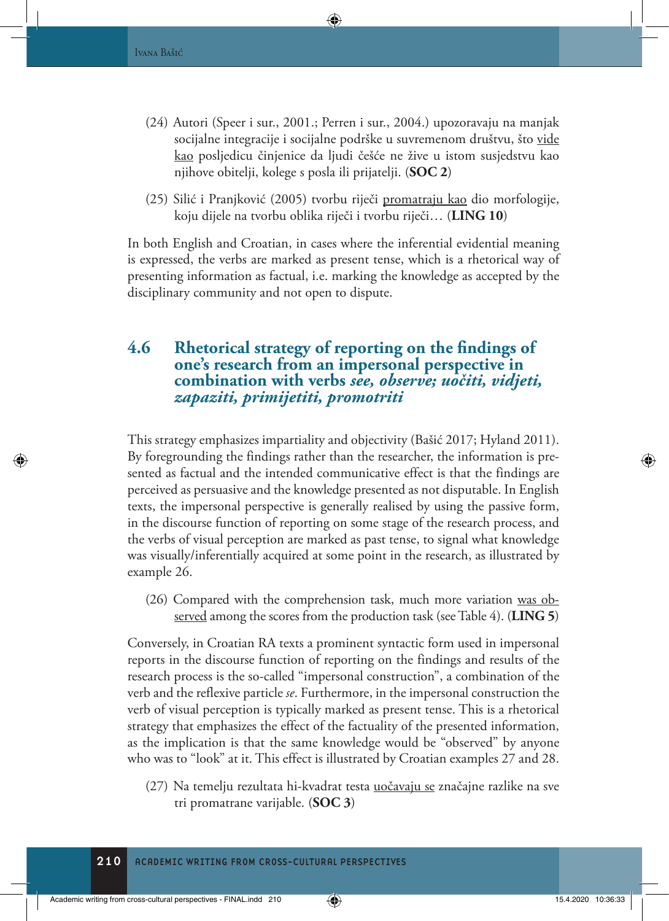(24) Autori (Speer i sur., 2001.; Perren i sur., 2004.) upozoravaju na manjak socijalne integracije i socijalne podrške u suvremenom društvu, što vide kao posljedicu činjenice da ljudi češće ne žive u istom susjedstvu kao njihove obitelji, kolege s posla ili prijatelji. (**SOC 2**)

(25) Silić i Pranjković (2005) tvorbu riječi promatraju kao dio morfologije, koju dijele na tvorbu oblika riječi i tvorbu riječi… (**LING 10**)

In both English and Croatian, in cases where the inferential evidential meaning is expressed, the verbs are marked as present tense, which is a rhetorical way of presenting information as factual, i.e. marking the knowledge as accepted by the disciplinary community and not open to dispute.

## 4.6 Rhetorical strategy of reporting on the findings of one's research from an impersonal perspective in combination with verbs *see, observe; uočiti, vidjeti, zapaziti, primijetiti, promotriti*

This strategy emphasizes impartiality and objectivity (Bašić 2017; Hyland 2011). By foregrounding the findings rather than the researcher, the information is presented as factual and the intended communicative effect is that the findings are perceived as persuasive and the knowledge presented as not disputable. In English texts, the impersonal perspective is generally realised by using the passive form, in the discourse function of reporting on some stage of the research process, and the verbs of visual perception are marked as past tense, to signal what knowledge was visually/inferentially acquired at some point in the research, as illustrated by example 26.

(26) Compared with the comprehension task, much more variation was observed among the scores from the production task (see Table 4). (**LING 5**)

Conversely, in Croatian RA texts a prominent syntactic form used in impersonal reports in the discourse function of reporting on the findings and results of the research process is the so-called "impersonal construction", a combination of the verb and the reflexive particle *se*. Furthermore, in the impersonal construction the verb of visual perception is typically marked as present tense. This is a rhetorical strategy that emphasizes the effect of the factuality of the presented information, as the implication is that the same knowledge would be "observed" by anyone who was to "look" at it. This effect is illustrated by Croatian examples 27 and 28.

(27) Na temelju rezultata hi-kvadrat testa uočavaju se značajne razlike na sve tri promatrane varijable. (**SOC 3**)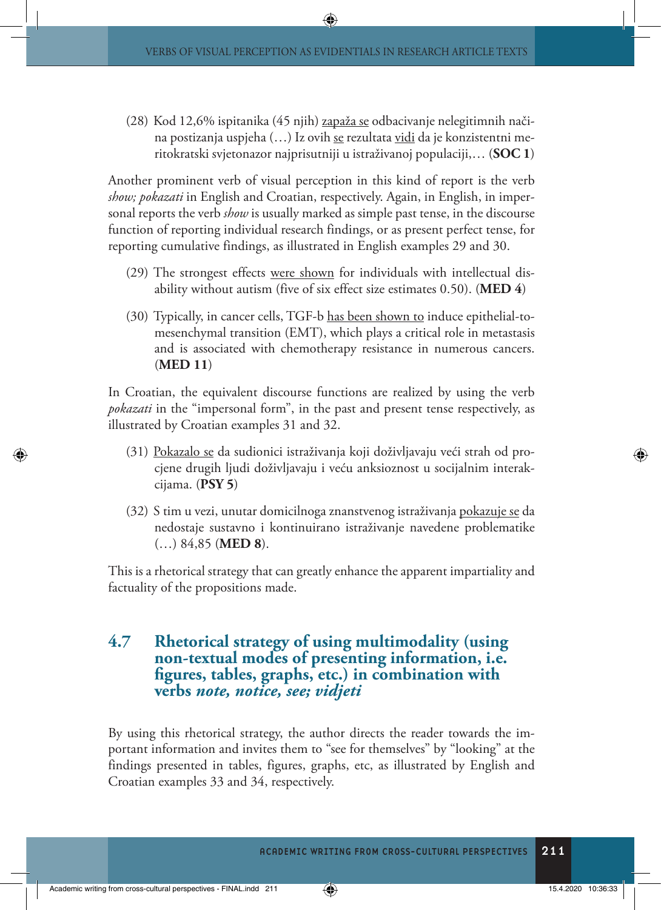(28) Kod 12,6% ispitanika (45 njih) <u>zapaža se</u> odbacivanje nelegitimnih načina postizanja uspjeha (…) Iz ovih <u>se</u> rezultata <u>vidi</u> da je konzistentni meritokratski svjetonazor najprisutniji u istraživanoj populaciji,… (**SOC 1**)

Another prominent verb of visual perception in this kind of report is the verb *show; pokazati* in English and Croatian, respectively. Again, in English, in impersonal reports the verb *show* is usually marked as simple past tense, in the discourse function of reporting individual research findings, or as present perfect tense, for reporting cumulative findings, as illustrated in English examples 29 and 30.

(29) The strongest effects <u>were shown</u> for individuals with intellectual disability without autism (five of six effect size estimates 0.50). (**MED 4**)

(30) Typically, in cancer cells, TGF-b <u>has been shown to</u> induce epithelial-to-mesenchymal transition (EMT), which plays a critical role in metastasis and is associated with chemotherapy resistance in numerous cancers. (**MED 11**)

In Croatian, the equivalent discourse functions are realized by using the verb *pokazati* in the "impersonal form", in the past and present tense respectively, as illustrated by Croatian examples 31 and 32.

(31) <u>Pokazalo se</u> da sudionici istraživanja koji doživljavaju veći strah od procjene drugih ljudi doživljavaju i veću anksioznost u socijalnim interakcijama. (**PSY 5**)

(32) S tim u vezi, unutar domicilnoga znanstvenog istraživanja <u>pokazuje se</u> da nedostaje sustavno i kontinuirano istraživanje navedene problematike (…) 84,85 (**MED 8**).

This is a rhetorical strategy that can greatly enhance the apparent impartiality and factuality of the propositions made.

## 4.7 Rhetorical strategy of using multimodality (using non-textual modes of presenting information, i.e. figures, tables, graphs, etc.) in combination with verbs *note, notice, see; vidjeti*

By using this rhetorical strategy, the author directs the reader towards the important information and invites them to "see for themselves" by "looking" at the findings presented in tables, figures, graphs, etc, as illustrated by English and Croatian examples 33 and 34, respectively.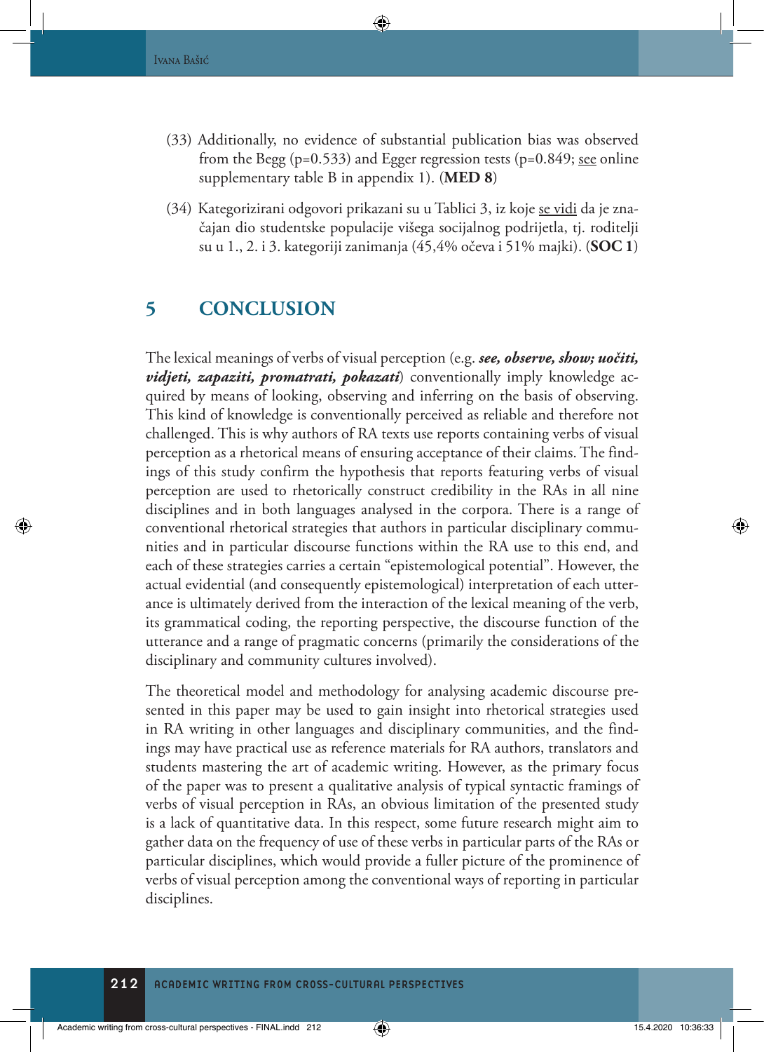(33) Additionally, no evidence of substantial publication bias was observed from the Begg (p=0.533) and Egger regression tests (p=0.849; see online supplementary table B in appendix 1). (**MED 8**)

(34) Kategorizirani odgovori prikazani su u Tablici 3, iz koje se vidi da je značajan dio studentske populacije višega socijalnog podrijetla, tj. roditelji su u 1., 2. i 3. kategoriji zanimanja (45,4% očeva i 51% majki). (**SOC 1**)

## 5 CONCLUSION

The lexical meanings of verbs of visual perception (e.g. ***see, observe, show; uočiti, vidjeti, zapaziti, promatrati, pokazati***) conventionally imply knowledge acquired by means of looking, observing and inferring on the basis of observing. This kind of knowledge is conventionally perceived as reliable and therefore not challenged. This is why authors of RA texts use reports containing verbs of visual perception as a rhetorical means of ensuring acceptance of their claims. The findings of this study confirm the hypothesis that reports featuring verbs of visual perception are used to rhetorically construct credibility in the RAs in all nine disciplines and in both languages analysed in the corpora. There is a range of conventional rhetorical strategies that authors in particular disciplinary communities and in particular discourse functions within the RA use to this end, and each of these strategies carries a certain "epistemological potential". However, the actual evidential (and consequently epistemological) interpretation of each utterance is ultimately derived from the interaction of the lexical meaning of the verb, its grammatical coding, the reporting perspective, the discourse function of the utterance and a range of pragmatic concerns (primarily the considerations of the disciplinary and community cultures involved).

The theoretical model and methodology for analysing academic discourse presented in this paper may be used to gain insight into rhetorical strategies used in RA writing in other languages and disciplinary communities, and the findings may have practical use as reference materials for RA authors, translators and students mastering the art of academic writing. However, as the primary focus of the paper was to present a qualitative analysis of typical syntactic framings of verbs of visual perception in RAs, an obvious limitation of the presented study is a lack of quantitative data. In this respect, some future research might aim to gather data on the frequency of use of these verbs in particular parts of the RAs or particular disciplines, which would provide a fuller picture of the prominence of verbs of visual perception among the conventional ways of reporting in particular disciplines.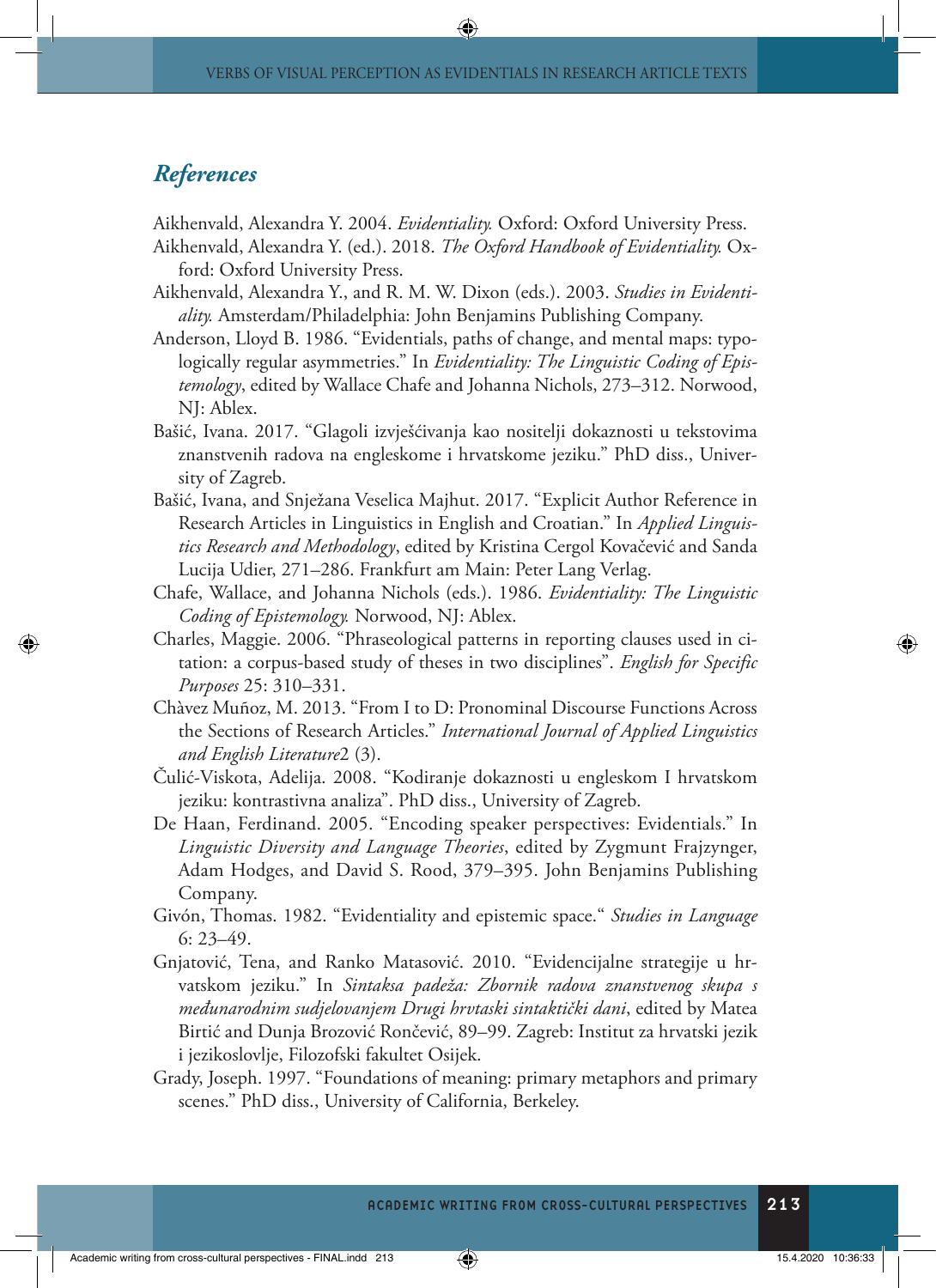## *References*

Aikhenvald, Alexandra Y. 2004. *Evidentiality.* Oxford: Oxford University Press.

Aikhenvald, Alexandra Y. (ed.). 2018. *The Oxford Handbook of Evidentiality.* Oxford: Oxford University Press.

Aikhenvald, Alexandra Y., and R. M. W. Dixon (eds.). 2003. *Studies in Evidentiality.* Amsterdam/Philadelphia: John Benjamins Publishing Company.

Anderson, Lloyd B. 1986. "Evidentials, paths of change, and mental maps: typologically regular asymmetries." In *Evidentiality: The Linguistic Coding of Epistemology*, edited by Wallace Chafe and Johanna Nichols, 273–312. Norwood, NJ: Ablex.

Bašić, Ivana. 2017. "Glagoli izvješćivanja kao nositelji dokaznosti u tekstovima znanstvenih radova na engleskome i hrvatskome jeziku." PhD diss., University of Zagreb.

Bašić, Ivana, and Snježana Veselica Majhut. 2017. "Explicit Author Reference in Research Articles in Linguistics in English and Croatian." In *Applied Linguistics Research and Methodology*, edited by Kristina Cergol Kovačević and Sanda Lucija Udier, 271–286. Frankfurt am Main: Peter Lang Verlag.

Chafe, Wallace, and Johanna Nichols (eds.). 1986. *Evidentiality: The Linguistic Coding of Epistemology.* Norwood, NJ: Ablex.

Charles, Maggie. 2006. "Phraseological patterns in reporting clauses used in citation: a corpus-based study of theses in two disciplines". *English for Specific Purposes* 25: 310–331.

Chàvez Muñoz, M. 2013. "From I to D: Pronominal Discourse Functions Across the Sections of Research Articles." *International Journal of Applied Linguistics and English Literature*2 (3).

Čulić-Viskota, Adelija. 2008. "Kodiranje dokaznosti u engleskom I hrvatskom jeziku: kontrastivna analiza". PhD diss., University of Zagreb.

De Haan, Ferdinand. 2005. "Encoding speaker perspectives: Evidentials." In *Linguistic Diversity and Language Theories*, edited by Zygmunt Frajzynger, Adam Hodges, and David S. Rood, 379–395. John Benjamins Publishing Company.

Givón, Thomas. 1982. "Evidentiality and epistemic space." *Studies in Language* 6: 23–49.

Gnjatović, Tena, and Ranko Matasović. 2010. "Evidencijalne strategije u hrvatskom jeziku." In *Sintaksa padeža: Zbornik radova znanstvenog skupa s međunarodnim sudjelovanjem Drugi hrvtaski sintaktički dani*, edited by Matea Birtić and Dunja Brozović Rončević, 89–99. Zagreb: Institut za hrvatski jezik i jezikoslovlje, Filozofski fakultet Osijek.

Grady, Joseph. 1997. "Foundations of meaning: primary metaphors and primary scenes." PhD diss., University of California, Berkeley.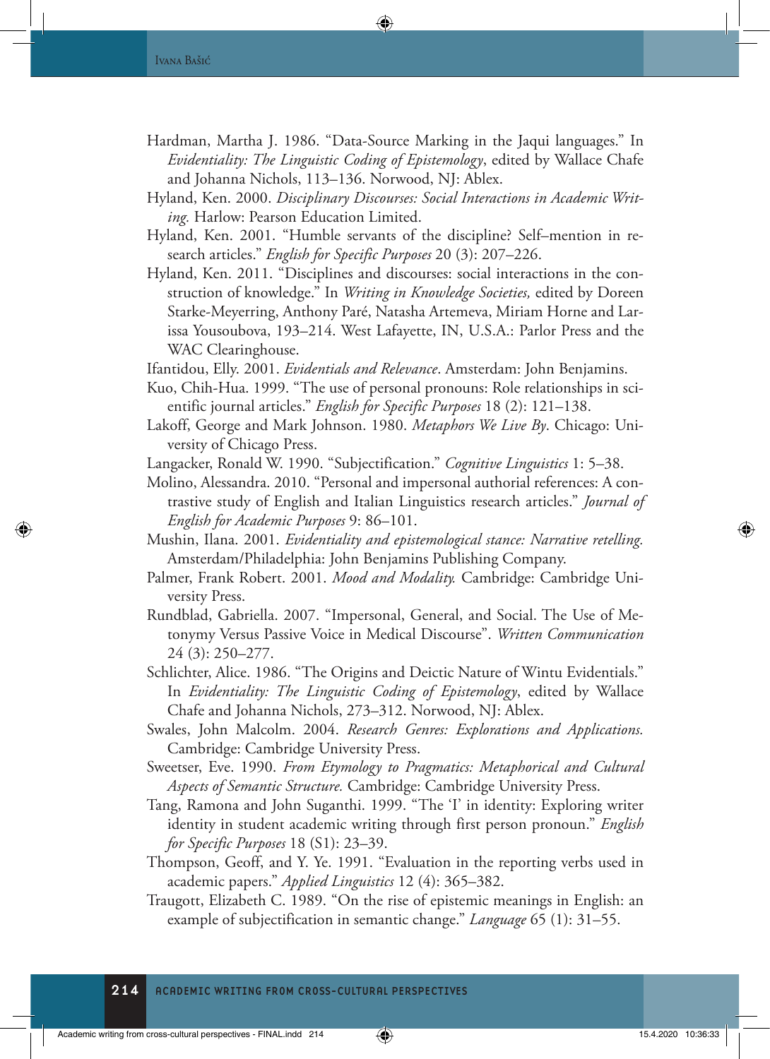Hardman, Martha J. 1986. "Data-Source Marking in the Jaqui languages." In *Evidentiality: The Linguistic Coding of Epistemology*, edited by Wallace Chafe and Johanna Nichols, 113–136. Norwood, NJ: Ablex.

Hyland, Ken. 2000. *Disciplinary Discourses: Social Interactions in Academic Writing.* Harlow: Pearson Education Limited.

Hyland, Ken. 2001. "Humble servants of the discipline? Self–mention in research articles." *English for Specific Purposes* 20 (3): 207–226.

Hyland, Ken. 2011. "Disciplines and discourses: social interactions in the construction of knowledge." In *Writing in Knowledge Societies,* edited by Doreen Starke-Meyerring, Anthony Paré, Natasha Artemeva, Miriam Horne and Larissa Yousoubova, 193–214. West Lafayette, IN, U.S.A.: Parlor Press and the WAC Clearinghouse.

Ifantidou, Elly. 2001. *Evidentials and Relevance*. Amsterdam: John Benjamins.

Kuo, Chih-Hua. 1999. "The use of personal pronouns: Role relationships in scientific journal articles." *English for Specific Purposes* 18 (2): 121–138.

Lakoff, George and Mark Johnson. 1980. *Metaphors We Live By*. Chicago: University of Chicago Press.

Langacker, Ronald W. 1990. "Subjectification." *Cognitive Linguistics* 1: 5–38.

Molino, Alessandra. 2010. "Personal and impersonal authorial references: A contrastive study of English and Italian Linguistics research articles." *Journal of English for Academic Purposes* 9: 86–101.

Mushin, Ilana. 2001. *Evidentiality and epistemological stance: Narrative retelling.* Amsterdam/Philadelphia: John Benjamins Publishing Company.

Palmer, Frank Robert. 2001. *Mood and Modality.* Cambridge: Cambridge University Press.

Rundblad, Gabriella. 2007. "Impersonal, General, and Social. The Use of Metonymy Versus Passive Voice in Medical Discourse". *Written Communication* 24 (3): 250–277.

Schlichter, Alice. 1986. "The Origins and Deictic Nature of Wintu Evidentials." In *Evidentiality: The Linguistic Coding of Epistemology*, edited by Wallace Chafe and Johanna Nichols, 273–312. Norwood, NJ: Ablex.

Swales, John Malcolm. 2004. *Research Genres: Explorations and Applications.* Cambridge: Cambridge University Press.

Sweetser, Eve. 1990. *From Etymology to Pragmatics: Metaphorical and Cultural Aspects of Semantic Structure.* Cambridge: Cambridge University Press.

Tang, Ramona and John Suganthi. 1999. "The 'I' in identity: Exploring writer identity in student academic writing through first person pronoun." *English for Specific Purposes* 18 (S1): 23–39.

Thompson, Geoff, and Y. Ye. 1991. "Evaluation in the reporting verbs used in academic papers." *Applied Linguistics* 12 (4): 365–382.

Traugott, Elizabeth C. 1989. "On the rise of epistemic meanings in English: an example of subjectification in semantic change." *Language* 65 (1): 31–55.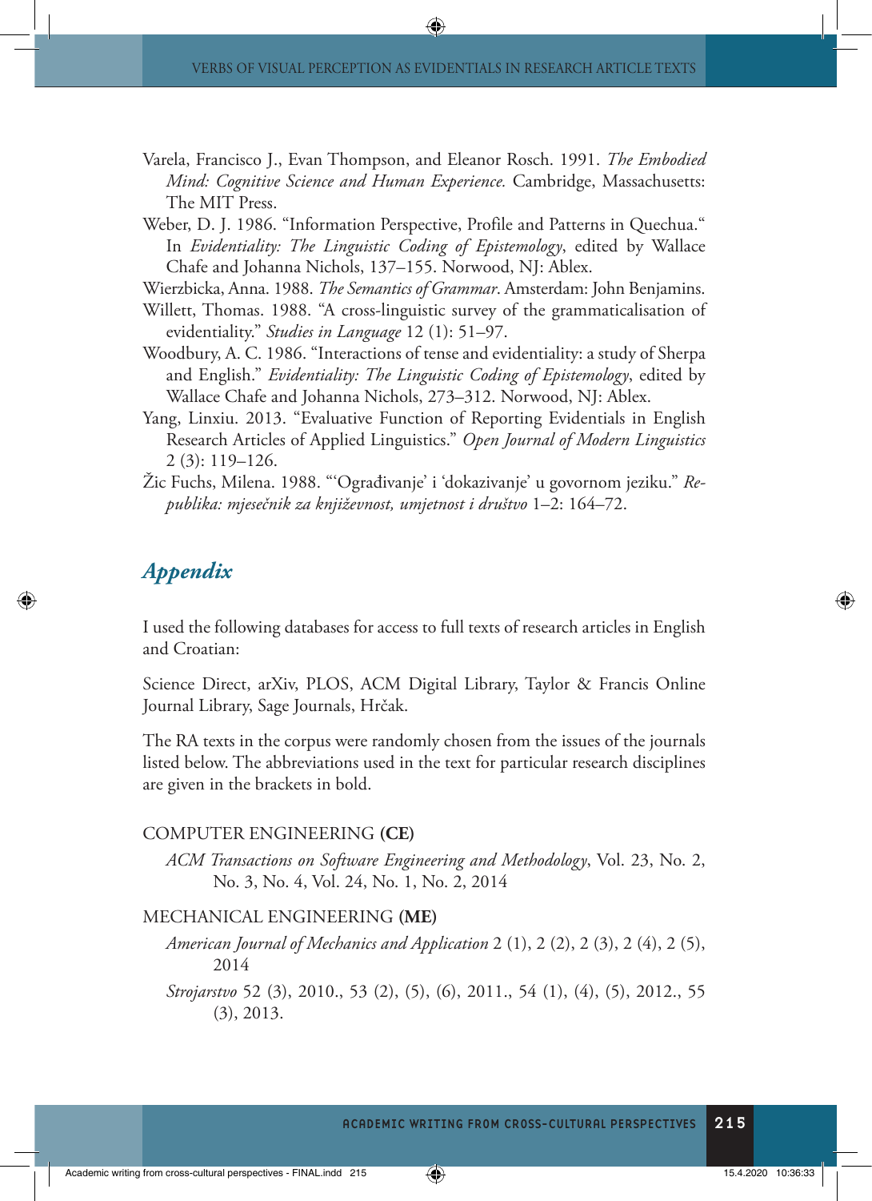Varela, Francisco J., Evan Thompson, and Eleanor Rosch. 1991. *The Embodied Mind: Cognitive Science and Human Experience.* Cambridge, Massachusetts: The MIT Press.

Weber, D. J. 1986. "Information Perspective, Profile and Patterns in Quechua." In *Evidentiality: The Linguistic Coding of Epistemology*, edited by Wallace Chafe and Johanna Nichols, 137–155. Norwood, NJ: Ablex.

Wierzbicka, Anna. 1988. *The Semantics of Grammar*. Amsterdam: John Benjamins.

Willett, Thomas. 1988. "A cross-linguistic survey of the grammaticalisation of evidentiality." *Studies in Language* 12 (1): 51–97.

Woodbury, A. C. 1986. "Interactions of tense and evidentiality: a study of Sherpa and English." *Evidentiality: The Linguistic Coding of Epistemology*, edited by Wallace Chafe and Johanna Nichols, 273–312. Norwood, NJ: Ablex.

Yang, Linxiu. 2013. "Evaluative Function of Reporting Evidentials in English Research Articles of Applied Linguistics." *Open Journal of Modern Linguistics* 2 (3): 119–126.

Žic Fuchs, Milena. 1988. "'Ograđivanje' i 'dokazivanje' u govornom jeziku." *Republika: mjesečnik za književnost, umjetnost i društvo* 1–2: 164–72.

## *Appendix*

I used the following databases for access to full texts of research articles in English and Croatian:

Science Direct, arXiv, PLOS, ACM Digital Library, Taylor & Francis Online Journal Library, Sage Journals, Hrčak.

The RA texts in the corpus were randomly chosen from the issues of the journals listed below. The abbreviations used in the text for particular research disciplines are given in the brackets in bold.

COMPUTER ENGINEERING **(CE)**

*ACM Transactions on Software Engineering and Methodology*, Vol. 23, No. 2, No. 3, No. 4, Vol. 24, No. 1, No. 2, 2014

MECHANICAL ENGINEERING **(ME)**

*American Journal of Mechanics and Application* 2 (1), 2 (2), 2 (3), 2 (4), 2 (5), 2014

*Strojarstvo* 52 (3), 2010., 53 (2), (5), (6), 2011., 54 (1), (4), (5), 2012., 55 (3), 2013.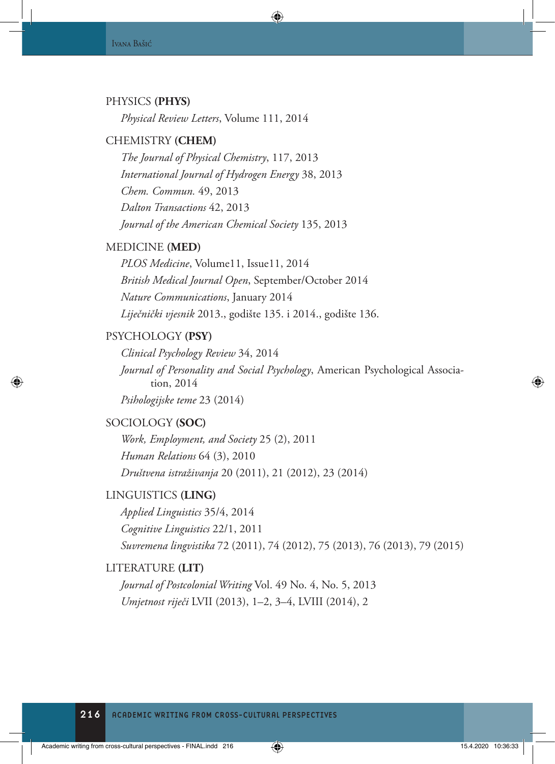PHYSICS **(PHYS)**

*Physical Review Letters*, Volume 111, 2014

CHEMISTRY **(CHEM)**

*The Journal of Physical Chemistry*, 117, 2013

*International Journal of Hydrogen Energy* 38, 2013

*Chem. Commun.* 49, 2013

*Dalton Transactions* 42, 2013

*Journal of the American Chemical Society* 135, 2013

MEDICINE **(MED)**

*PLOS Medicine*, Volume11, Issue11, 2014

*British Medical Journal Open*, September/October 2014

*Nature Communications*, January 2014

*Liječnički vjesnik* 2013., godište 135. i 2014., godište 136.

PSYCHOLOGY **(PSY)**

*Clinical Psychology Review* 34, 2014

*Journal of Personality and Social Psychology*, American Psychological Association, 2014

*Psihologijske teme* 23 (2014)

SOCIOLOGY **(SOC)**

*Work, Employment, and Society* 25 (2), 2011

*Human Relations* 64 (3), 2010

*Društvena istraživanja* 20 (2011), 21 (2012), 23 (2014)

LINGUISTICS **(LING)**

*Applied Linguistics* 35/4, 2014

*Cognitive Linguistics* 22/1, 2011

*Suvremena lingvistika* 72 (2011), 74 (2012), 75 (2013), 76 (2013), 79 (2015)

LITERATURE **(LIT)**

*Journal of Postcolonial Writing* Vol. 49 No. 4, No. 5, 2013

*Umjetnost riječi* LVII (2013), 1–2, 3–4, LVIII (2014), 2